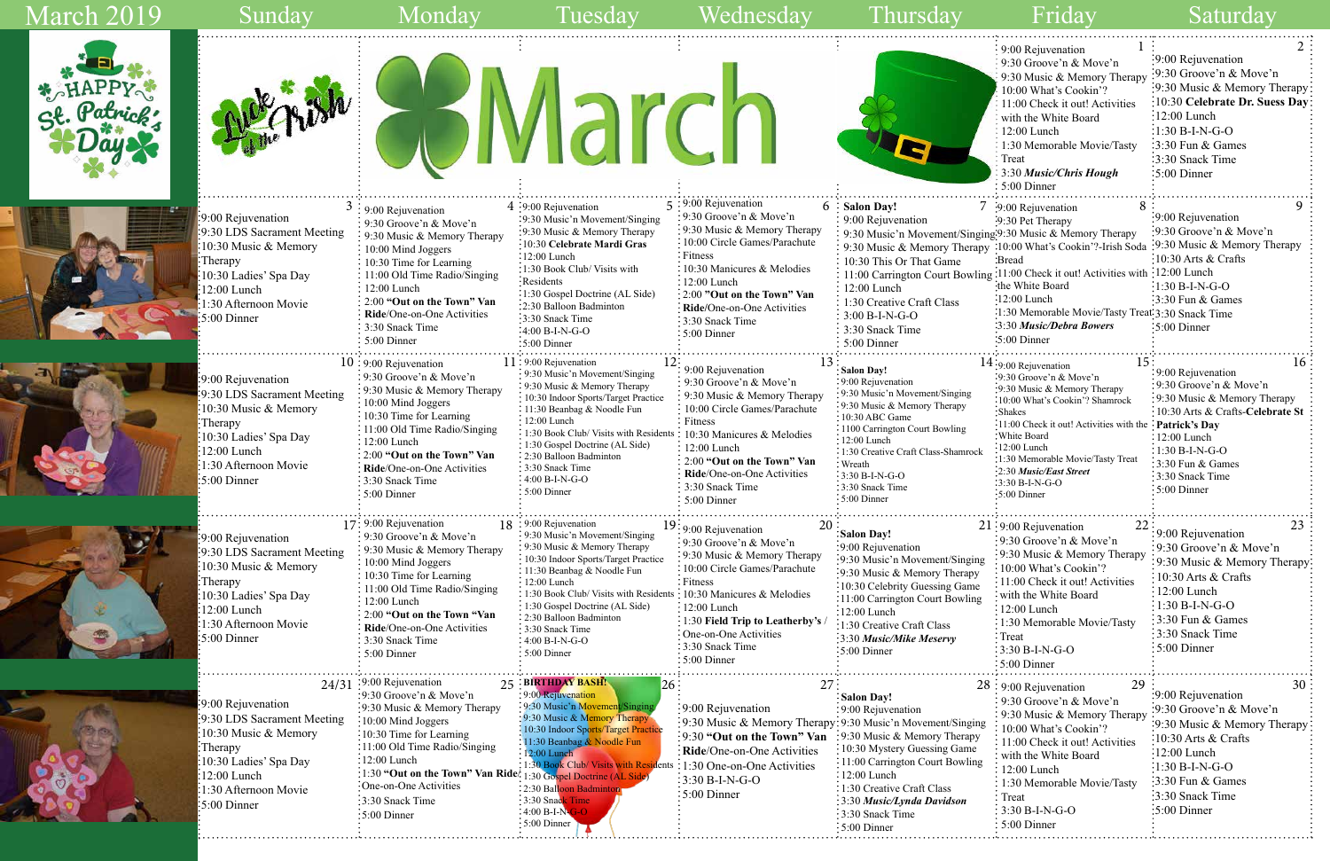# March 2019

| Sunday | Monday | Tuesday | Wednesday | Thursday | Friday | Saturday |
|---|---|---|---|---|---|---|
| HAPPY St. Patrick's Day | Luck of the Irish | March | | | **1** 9:00 Rejuvenation<br>9:30 Groove'n & Move'n<br>9:30 Music & Memory Therapy<br>10:00 What's Cookin'?<br>11:00 Check it out! Activities with the White Board<br>12:00 Lunch<br>1:30 Memorable Movie/Tasty Treat<br>3:30 ***Music/Chris Hough***<br>5:00 Dinner | **2** 9:00 Rejuvenation<br>9:30 Groove'n & Move'n<br>9:30 Music & Memory Therapy<br>10:30 **Celebrate Dr. Suess Day**<br>12:00 Lunch<br>1:30 B-I-N-G-O<br>3:30 Fun & Games<br>3:30 Snack Time<br>5:00 Dinner |
| **3** 9:00 Rejuvenation<br>9:30 LDS Sacrament Meeting<br>10:30 Music & Memory Therapy<br>10:30 Ladies' Spa Day<br>12:00 Lunch<br>1:30 Afternoon Movie<br>5:00 Dinner | **4** 9:00 Rejuvenation<br>9:30 Groove'n & Move'n<br>9:30 Music & Memory Therapy<br>10:00 Mind Joggers<br>10:30 Time for Learning<br>11:00 Old Time Radio/Singing<br>12:00 Lunch<br>2:00 **"Out on the Town" Van Ride**/One-on-One Activities<br>3:30 Snack Time<br>5:00 Dinner | **5** 9:00 Rejuvenation<br>9:30 Music'n Movement/Singing<br>9:30 Music & Memory Therapy<br>10:30 **Celebrate Mardi Gras**<br>12:00 Lunch<br>1:30 Book Club/ Visits with Residents<br>1:30 Gospel Doctrine (AL Side)<br>2:30 Balloon Badminton<br>3:30 Snack Time<br>4:00 B-I-N-G-O<br>5:00 Dinner | **6** 9:00 Rejuvenation<br>9:30 Groove'n & Move'n<br>9:30 Music & Memory Therapy<br>10:00 Circle Games/Parachute Fitness<br>10:30 Manicures & Melodies<br>12:00 Lunch<br>2:00 **"Out on the Town" Van Ride**/One-on-One Activities<br>3:30 Snack Time<br>5:00 Dinner | **7** **Salon Day!**<br>9:00 Rejuvenation<br>9:30 Music'n Movement/Singing<br>9:30 Music & Memory Therapy<br>10:30 This Or That Game<br>11:00 Carrington Court Bowling<br>12:00 Lunch<br>1:30 Creative Craft Class<br>3:00 B-I-N-G-O<br>3:30 Snack Time<br>5:00 Dinner | **8** 9:00 Rejuvenation<br>9:30 Pet Therapy<br>9:30 Music & Memory Therapy<br>10:00 What's Cookin'?-Irish Soda Bread<br>11:00 Check it out! Activities with the White Board<br>12:00 Lunch<br>1:30 Memorable Movie/Tasty Treat<br>3:30 ***Music/Debra Bowers***<br>5:00 Dinner | **9** 9:00 Rejuvenation<br>9:30 Groove'n & Move'n<br>9:30 Music & Memory Therapy<br>10:30 Arts & Crafts<br>12:00 Lunch<br>1:30 B-I-N-G-O<br>3:30 Fun & Games<br>3:30 Snack Time<br>5:00 Dinner |
| **10** 9:00 Rejuvenation<br>9:30 LDS Sacrament Meeting<br>10:30 Music & Memory Therapy<br>10:30 Ladies' Spa Day<br>12:00 Lunch<br>1:30 Afternoon Movie<br>5:00 Dinner | **11** 9:00 Rejuvenation<br>9:30 Groove'n & Move'n<br>9:30 Music & Memory Therapy<br>10:00 Mind Joggers<br>10:30 Time for Learning<br>11:00 Old Time Radio/Singing<br>12:00 Lunch<br>2:00 **"Out on the Town" Van Ride**/One-on-One Activities<br>3:30 Snack Time<br>5:00 Dinner | **12** 9:00 Rejuvenation<br>9:30 Music'n Movement/Singing<br>9:30 Music & Memory Therapy<br>10:30 Indoor Sports/Target Practice<br>11:30 Beanbag & Noodle Fun<br>12:00 Lunch<br>1:30 Book Club/ Visits with Residents<br>1:30 Gospel Doctrine (AL Side)<br>2:30 Balloon Badminton<br>3:30 Snack Time<br>4:00 B-I-N-G-O<br>5:00 Dinner | **13** 9:00 Rejuvenation<br>9:30 Groove'n & Move'n<br>9:30 Music & Memory Therapy<br>10:00 Circle Games/Parachute Fitness<br>10:30 Manicures & Melodies<br>12:00 Lunch<br>2:00 **"Out on the Town" Van Ride**/One-on-One Activities<br>3:30 Snack Time<br>5:00 Dinner | **14** **Salon Day!**<br>9:00 Rejuvenation<br>9:30 Music'n Movement/Singing<br>9:30 Music & Memory Therapy<br>10:30 ABC Game<br>1100 Carrington Court Bowling<br>12:00 Lunch<br>1:30 Creative Craft Class-Shamrock Wreath<br>3:30 B-I-N-G-O<br>3:30 Snack Time<br>5:00 Dinner | **15** 9:00 Rejuvenation<br>9:30 Groove'n & Move'n<br>9:30 Music & Memory Therapy<br>10:00 What's Cookin'? Shamrock Shakes<br>11:00 Check it out! Activities with the White Board<br>12:00 Lunch<br>1:30 Memorable Movie/Tasty Treat<br>2:30 ***Music/East Street***<br>3:30 B-I-N-G-O<br>5:00 Dinner | **16** 9:00 Rejuvenation<br>9:30 Groove'n & Move'n<br>9:30 Music & Memory Therapy<br>10:30 Arts & Crafts-**Celebrate St Patrick's Day**<br>12:00 Lunch<br>1:30 B-I-N-G-O<br>3:30 Fun & Games<br>3:30 Snack Time<br>5:00 Dinner |
| **17** 9:00 Rejuvenation<br>9:30 LDS Sacrament Meeting<br>10:30 Music & Memory Therapy<br>10:30 Ladies' Spa Day<br>12:00 Lunch<br>1:30 Afternoon Movie<br>5:00 Dinner | **18** 9:00 Rejuvenation<br>9:30 Groove'n & Move'n<br>9:30 Music & Memory Therapy<br>10:00 Mind Joggers<br>10:30 Time for Learning<br>11:00 Old Time Radio/Singing<br>12:00 Lunch<br>2:00 **"Out on the Town "Van Ride**/One-on-One Activities<br>3:30 Snack Time<br>5:00 Dinner | **19** 9:00 Rejuvenation<br>9:30 Music'n Movement/Singing<br>9:30 Music & Memory Therapy<br>10:30 Indoor Sports/Target Practice<br>11:30 Beanbag & Noodle Fun<br>12:00 Lunch<br>1:30 Book Club/ Visits with Residents<br>1:30 Gospel Doctrine (AL Side)<br>2:30 Balloon Badminton<br>3:30 Snack Time<br>4:00 B-I-N-G-O<br>5:00 Dinner | **20** 9:00 Rejuvenation<br>9:30 Groove'n & Move'n<br>9:30 Music & Memory Therapy<br>10:00 Circle Games/Parachute Fitness<br>10:30 Manicures & Melodies<br>12:00 Lunch<br>1:30 **Field Trip to Leatherby's** / One-on-One Activities<br>3:30 Snack Time<br>5:00 Dinner | **21** **Salon Day!**<br>9:00 Rejuvenation<br>9:30 Music'n Movement/Singing<br>9:30 Music & Memory Therapy<br>10:30 Celebrity Guessing Game<br>11:00 Carrington Court Bowling<br>12:00 Lunch<br>1:30 Creative Craft Class<br>3:30 ***Music/Mike Meservy***<br>5:00 Dinner | **22** 9:00 Rejuvenation<br>9:30 Groove'n & Move'n<br>9:30 Music & Memory Therapy<br>10:00 What's Cookin'?<br>11:00 Check it out! Activities with the White Board<br>12:00 Lunch<br>1:30 Memorable Movie/Tasty Treat<br>3:30 B-I-N-G-O<br>5:00 Dinner | **23** 9:00 Rejuvenation<br>9:30 Groove'n & Move'n<br>9:30 Music & Memory Therapy<br>10:30 Arts & Crafts<br>12:00 Lunch<br>1:30 B-I-N-G-O<br>3:30 Fun & Games<br>3:30 Snack Time<br>5:00 Dinner |
| **24/31** 9:00 Rejuvenation<br>9:30 LDS Sacrament Meeting<br>10:30 Music & Memory Therapy<br>10:30 Ladies' Spa Day<br>12:00 Lunch<br>1:30 Afternoon Movie<br>5:00 Dinner | **25** 9:00 Rejuvenation<br>9:30 Groove'n & Move'n<br>9:30 Music & Memory Therapy<br>10:00 Mind Joggers<br>10:30 Time for Learning<br>11:00 Old Time Radio/Singing<br>12:00 Lunch<br>1:30 **"Out on the Town" Van Ride**/One-on-One Activities<br>3:30 Snack Time<br>5:00 Dinner | **26** **BIRTHDAY BASH!**<br>9:00 Rejuvenation<br>9:30 Music'n Movement/Singing<br>9:30 Music & Memory Therapy<br>10:30 Indoor Sports/Target Practice<br>11:30 Beanbag & Noodle Fun<br>12:00 Lunch<br>1:30 Book Club/ Visits with Residents<br>1:30 Gospel Doctrine (AL Side)<br>2:30 Balloon Badminton<br>3:30 Snack Time<br>4:00 B-I-N-G-O<br>5:00 Dinner | **27** 9:00 Rejuvenation<br>9:30 Music & Memory Therapy<br>9:30 **"Out on the Town" Van Ride**/One-on-One Activities<br>1:30 One-on-One Activities<br>3:30 B-I-N-G-O<br>5:00 Dinner | **28** **Salon Day!**<br>9:00 Rejuvenation<br>9:30 Music'n Movement/Singing<br>9:30 Music & Memory Therapy<br>10:30 Mystery Guessing Game<br>11:00 Carrington Court Bowling<br>12:00 Lunch<br>1:30 Creative Craft Class<br>3:30 ***Music/Lynda Davidson***<br>3:30 Snack Time<br>5:00 Dinner | **29** 9:00 Rejuvenation<br>9:30 Groove'n & Move'n<br>9:30 Music & Memory Therapy<br>10:00 What's Cookin'?<br>11:00 Check it out! Activities with the White Board<br>12:00 Lunch<br>1:30 Memorable Movie/Tasty Treat<br>3:30 B-I-N-G-O<br>5:00 Dinner | **30** 9:00 Rejuvenation<br>9:30 Groove'n & Move'n<br>9:30 Music & Memory Therapy<br>10:30 Arts & Crafts<br>12:00 Lunch<br>1:30 B-I-N-G-O<br>3:30 Fun & Games<br>3:30 Snack Time<br>5:00 Dinner |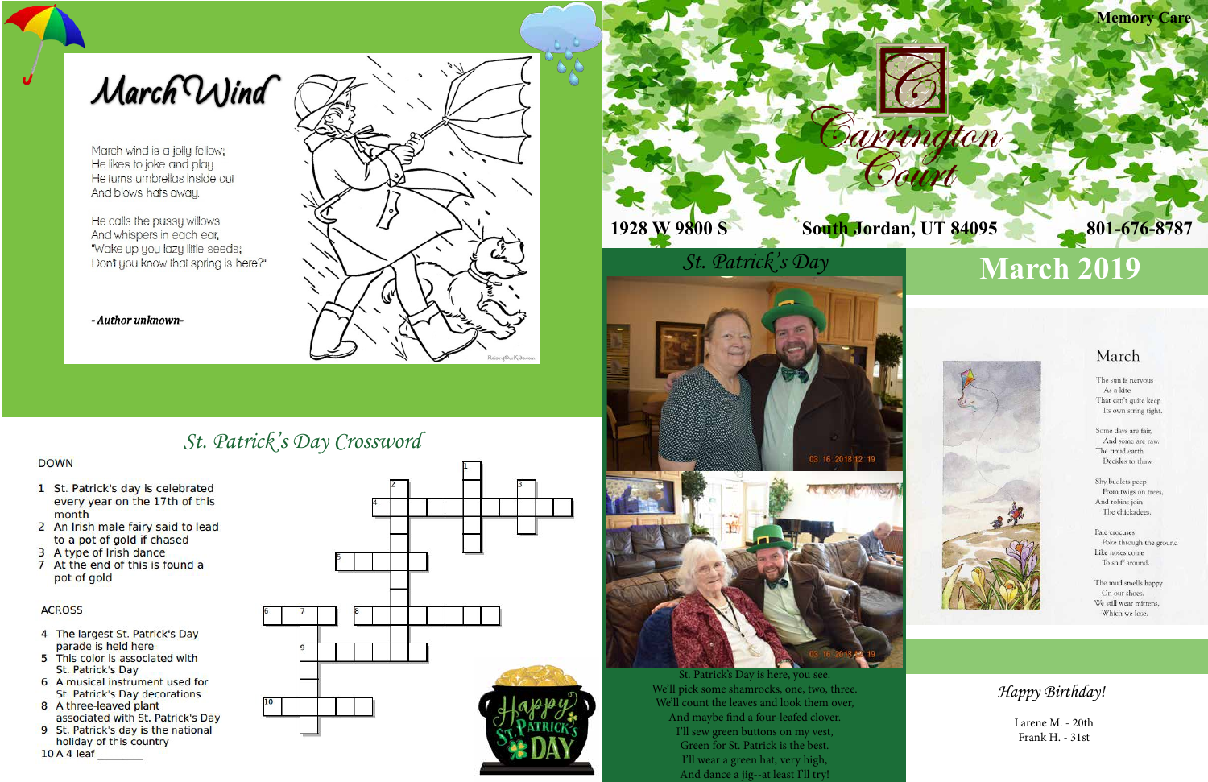# March Wind

March wind is a jolly fellow;
He likes to joke and play.
He turns umbrellas inside out
And blows hats away.

He calls the pussy willows
And whispers in each ear,
"Wake up you lazy little seeds;
Don't you know that spring is here?"

*- Author unknown-*

## St. Patrick's Day Crossword

DOWN

1. St. Patrick's day is celebrated every year on the 17th of this month
2. An Irish male fairy said to lead to a pot of gold if chased
3. A type of Irish dance
7. At the end of this is found a pot of gold

ACROSS

4. The largest St. Patrick's Day parade is held here
5. This color is associated with St. Patrick's Day
6. A musical instrument used for St. Patrick's Day decorations
8. A three-leaved plant associated with St. Patrick's Day
9. St. Patrick's day is the national holiday of this country
10. A 4 leaf \_\_\_\_\_\_\_\_

Happy St. Patrick's Day

Memory Care

# Carrington Court

1928 W 9800 S South Jordan, UT 84095 801-676-8787

## St. Patrick's Day

03 16 2018 12 19

03 16 2018 12 19

St. Patrick's Day is here, you see.
We'll pick some shamrocks, one, two, three.
We'll count the leaves and look them over,
And maybe find a four-leafed clover.
I'll sew green buttons on my vest,
Green for St. Patrick is the best.
I'll wear a green hat, very high,
And dance a jig--at least I'll try!

# March 2019

March

The sun is nervous
As a kite
That can't quite keep
Its own string tight.

Some days are fair,
And some are raw.
The timid earth
Decides to thaw.

Shy bullets peep
From twigs on trees,
And robins join
The chickadees.

Pale crocuses
Poke through the ground
Like noses come
To sniff around.

The mud smells happy
On our shoes.
We still wear mittens,
Which we lose.

*Happy Birthday!*

Larene M. - 20th
Frank H. - 31st